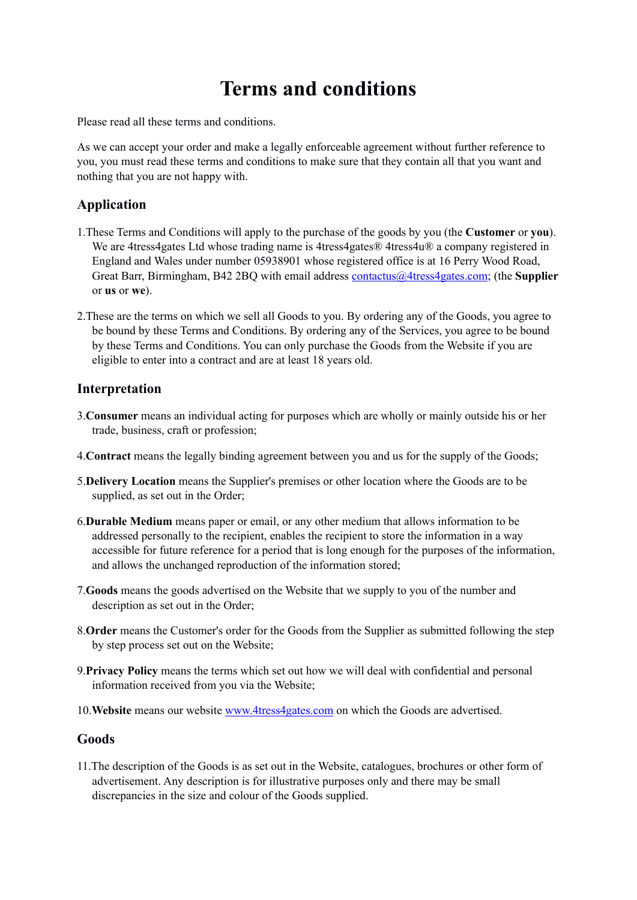# Terms and conditions

Please read all these terms and conditions.

As we can accept your order and make a legally enforceable agreement without further reference to you, you must read these terms and conditions to make sure that they contain all that you want and nothing that you are not happy with.

## Application

1. These Terms and Conditions will apply to the purchase of the goods by you (the **Customer** or **you**). We are 4tress4gates Ltd whose trading name is 4tress4gates® 4tress4u® a company registered in England and Wales under number 05938901 whose registered office is at 16 Perry Wood Road, Great Barr, Birmingham, B42 2BQ with email address contactus@4tress4gates.com; (the **Supplier** or **us** or **we**).

2. These are the terms on which we sell all Goods to you. By ordering any of the Goods, you agree to be bound by these Terms and Conditions. By ordering any of the Services, you agree to be bound by these Terms and Conditions. You can only purchase the Goods from the Website if you are eligible to enter into a contract and are at least 18 years old.

## Interpretation

3. **Consumer** means an individual acting for purposes which are wholly or mainly outside his or her trade, business, craft or profession;

4. **Contract** means the legally binding agreement between you and us for the supply of the Goods;

5. **Delivery Location** means the Supplier's premises or other location where the Goods are to be supplied, as set out in the Order;

6. **Durable Medium** means paper or email, or any other medium that allows information to be addressed personally to the recipient, enables the recipient to store the information in a way accessible for future reference for a period that is long enough for the purposes of the information, and allows the unchanged reproduction of the information stored;

7. **Goods** means the goods advertised on the Website that we supply to you of the number and description as set out in the Order;

8. **Order** means the Customer's order for the Goods from the Supplier as submitted following the step by step process set out on the Website;

9. **Privacy Policy** means the terms which set out how we will deal with confidential and personal information received from you via the Website;

10. **Website** means our website www.4tress4gates.com on which the Goods are advertised.

## Goods

11. The description of the Goods is as set out in the Website, catalogues, brochures or other form of advertisement. Any description is for illustrative purposes only and there may be small discrepancies in the size and colour of the Goods supplied.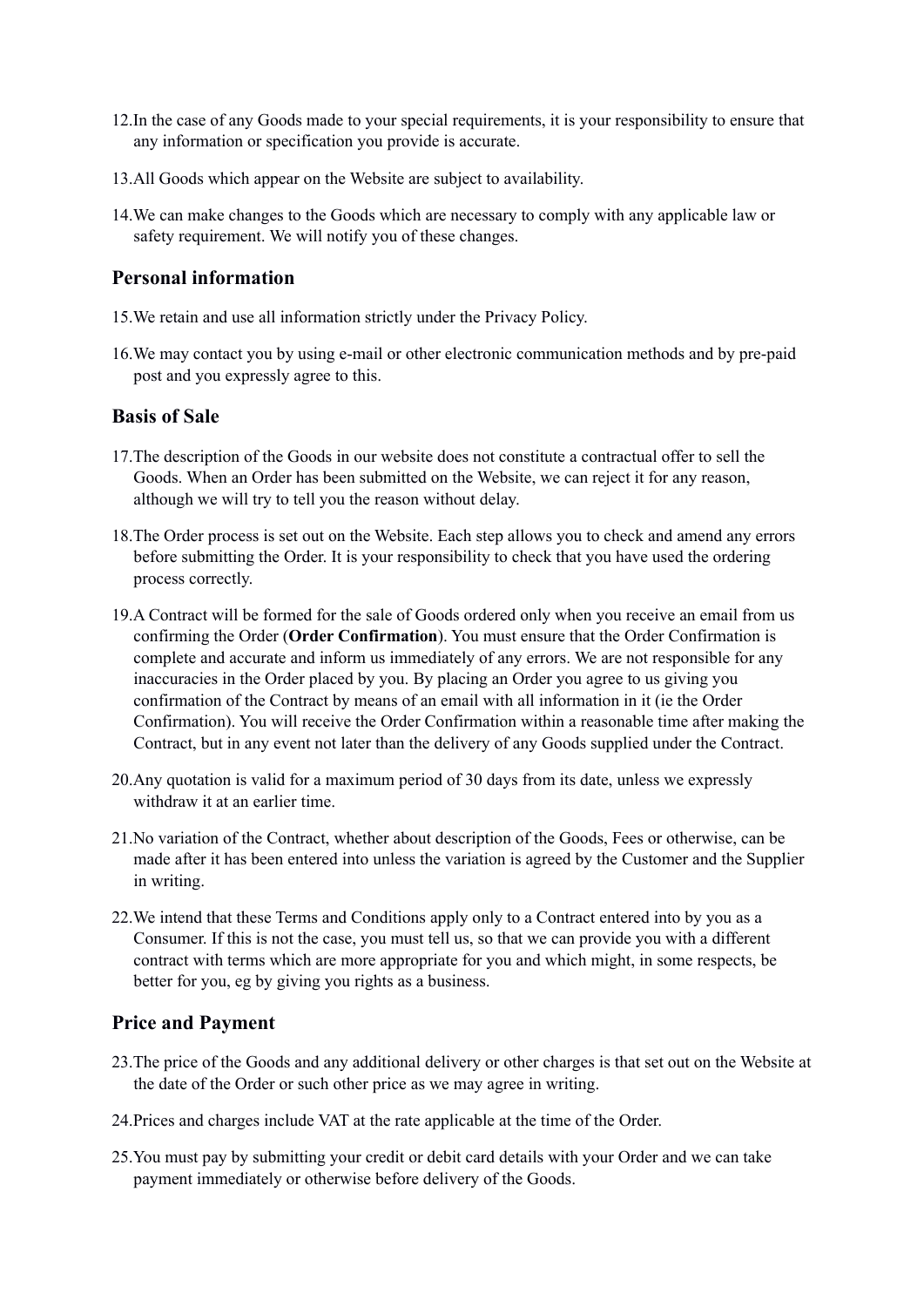12. In the case of any Goods made to your special requirements, it is your responsibility to ensure that any information or specification you provide is accurate.

13. All Goods which appear on the Website are subject to availability.

14. We can make changes to the Goods which are necessary to comply with any applicable law or safety requirement. We will notify you of these changes.

## Personal information

15. We retain and use all information strictly under the Privacy Policy.

16. We may contact you by using e-mail or other electronic communication methods and by pre-paid post and you expressly agree to this.

## Basis of Sale

17. The description of the Goods in our website does not constitute a contractual offer to sell the Goods. When an Order has been submitted on the Website, we can reject it for any reason, although we will try to tell you the reason without delay.

18. The Order process is set out on the Website. Each step allows you to check and amend any errors before submitting the Order. It is your responsibility to check that you have used the ordering process correctly.

19. A Contract will be formed for the sale of Goods ordered only when you receive an email from us confirming the Order (**Order Confirmation**). You must ensure that the Order Confirmation is complete and accurate and inform us immediately of any errors. We are not responsible for any inaccuracies in the Order placed by you. By placing an Order you agree to us giving you confirmation of the Contract by means of an email with all information in it (ie the Order Confirmation). You will receive the Order Confirmation within a reasonable time after making the Contract, but in any event not later than the delivery of any Goods supplied under the Contract.

20. Any quotation is valid for a maximum period of 30 days from its date, unless we expressly withdraw it at an earlier time.

21. No variation of the Contract, whether about description of the Goods, Fees or otherwise, can be made after it has been entered into unless the variation is agreed by the Customer and the Supplier in writing.

22. We intend that these Terms and Conditions apply only to a Contract entered into by you as a Consumer. If this is not the case, you must tell us, so that we can provide you with a different contract with terms which are more appropriate for you and which might, in some respects, be better for you, eg by giving you rights as a business.

## Price and Payment

23. The price of the Goods and any additional delivery or other charges is that set out on the Website at the date of the Order or such other price as we may agree in writing.

24. Prices and charges include VAT at the rate applicable at the time of the Order.

25. You must pay by submitting your credit or debit card details with your Order and we can take payment immediately or otherwise before delivery of the Goods.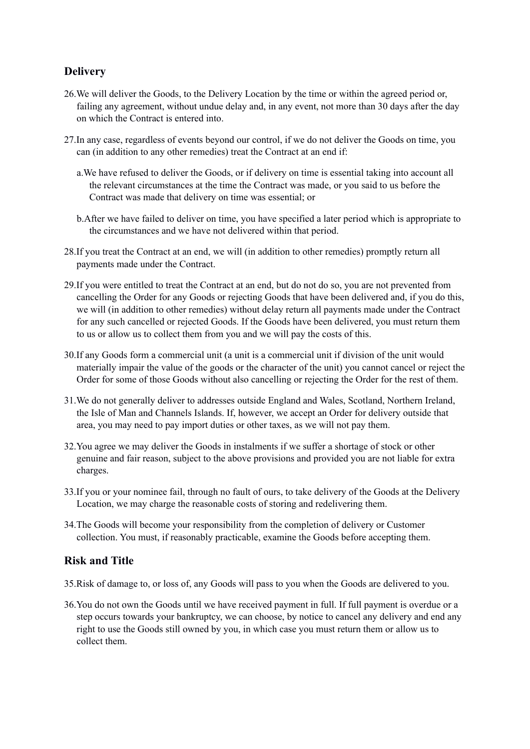## Delivery

26. We will deliver the Goods, to the Delivery Location by the time or within the agreed period or, failing any agreement, without undue delay and, in any event, not more than 30 days after the day on which the Contract is entered into.

27. In any case, regardless of events beyond our control, if we do not deliver the Goods on time, you can (in addition to any other remedies) treat the Contract at an end if:

    a. We have refused to deliver the Goods, or if delivery on time is essential taking into account all the relevant circumstances at the time the Contract was made, or you said to us before the Contract was made that delivery on time was essential; or

    b. After we have failed to deliver on time, you have specified a later period which is appropriate to the circumstances and we have not delivered within that period.

28. If you treat the Contract at an end, we will (in addition to other remedies) promptly return all payments made under the Contract.

29. If you were entitled to treat the Contract at an end, but do not do so, you are not prevented from cancelling the Order for any Goods or rejecting Goods that have been delivered and, if you do this, we will (in addition to other remedies) without delay return all payments made under the Contract for any such cancelled or rejected Goods. If the Goods have been delivered, you must return them to us or allow us to collect them from you and we will pay the costs of this.

30. If any Goods form a commercial unit (a unit is a commercial unit if division of the unit would materially impair the value of the goods or the character of the unit) you cannot cancel or reject the Order for some of those Goods without also cancelling or rejecting the Order for the rest of them.

31. We do not generally deliver to addresses outside England and Wales, Scotland, Northern Ireland, the Isle of Man and Channels Islands. If, however, we accept an Order for delivery outside that area, you may need to pay import duties or other taxes, as we will not pay them.

32. You agree we may deliver the Goods in instalments if we suffer a shortage of stock or other genuine and fair reason, subject to the above provisions and provided you are not liable for extra charges.

33. If you or your nominee fail, through no fault of ours, to take delivery of the Goods at the Delivery Location, we may charge the reasonable costs of storing and redelivering them.

34. The Goods will become your responsibility from the completion of delivery or Customer collection. You must, if reasonably practicable, examine the Goods before accepting them.

## Risk and Title

35. Risk of damage to, or loss of, any Goods will pass to you when the Goods are delivered to you.

36. You do not own the Goods until we have received payment in full. If full payment is overdue or a step occurs towards your bankruptcy, we can choose, by notice to cancel any delivery and end any right to use the Goods still owned by you, in which case you must return them or allow us to collect them.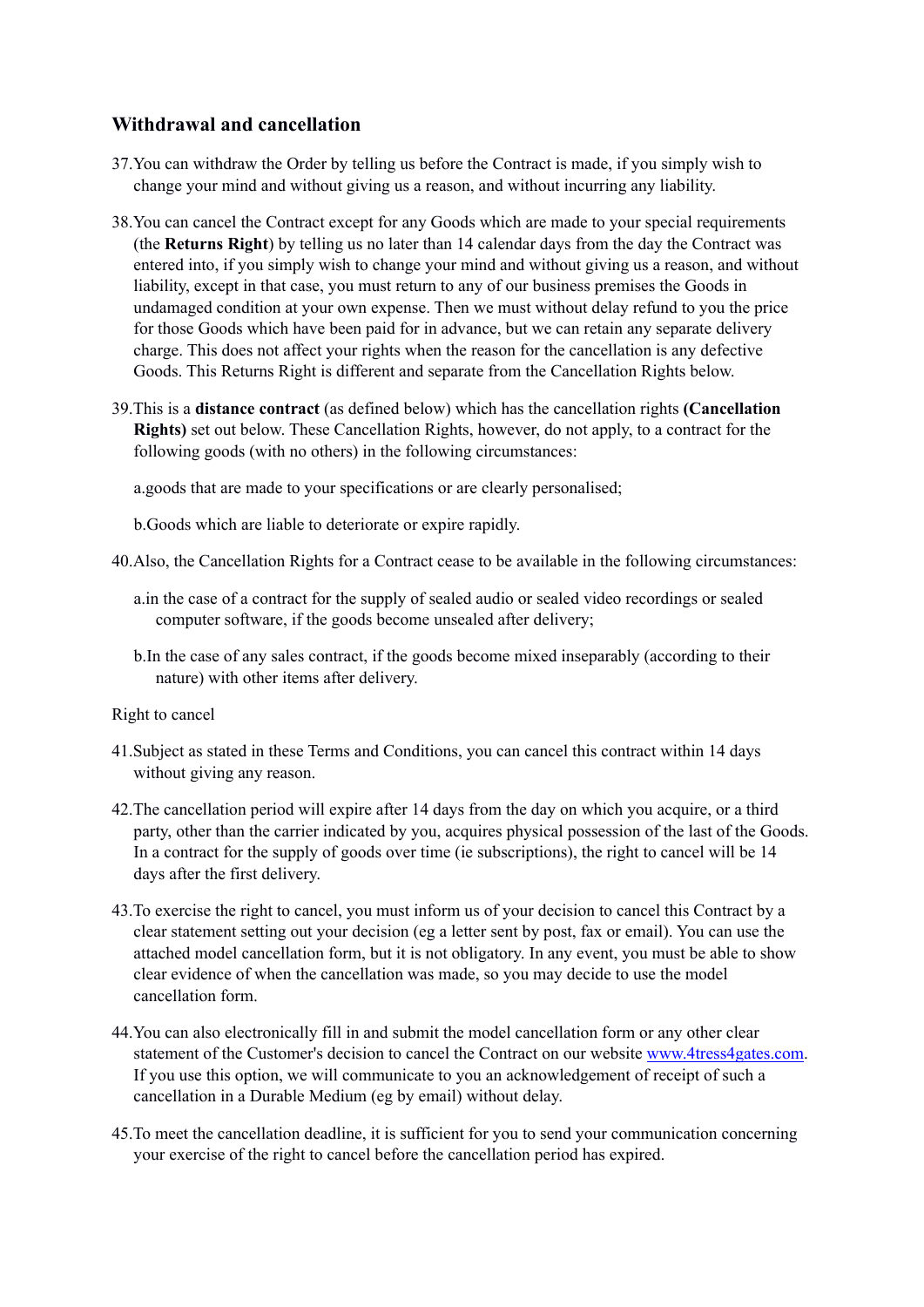## Withdrawal and cancellation

37. You can withdraw the Order by telling us before the Contract is made, if you simply wish to change your mind and without giving us a reason, and without incurring any liability.

38. You can cancel the Contract except for any Goods which are made to your special requirements (the **Returns Right**) by telling us no later than 14 calendar days from the day the Contract was entered into, if you simply wish to change your mind and without giving us a reason, and without liability, except in that case, you must return to any of our business premises the Goods in undamaged condition at your own expense. Then we must without delay refund to you the price for those Goods which have been paid for in advance, but we can retain any separate delivery charge. This does not affect your rights when the reason for the cancellation is any defective Goods. This Returns Right is different and separate from the Cancellation Rights below.

39. This is a **distance contract** (as defined below) which has the cancellation rights **(Cancellation Rights)** set out below. These Cancellation Rights, however, do not apply, to a contract for the following goods (with no others) in the following circumstances:

   a. goods that are made to your specifications or are clearly personalised;

   b. Goods which are liable to deteriorate or expire rapidly.

40. Also, the Cancellation Rights for a Contract cease to be available in the following circumstances:

   a. in the case of a contract for the supply of sealed audio or sealed video recordings or sealed computer software, if the goods become unsealed after delivery;

   b. In the case of any sales contract, if the goods become mixed inseparably (according to their nature) with other items after delivery.

Right to cancel

41. Subject as stated in these Terms and Conditions, you can cancel this contract within 14 days without giving any reason.

42. The cancellation period will expire after 14 days from the day on which you acquire, or a third party, other than the carrier indicated by you, acquires physical possession of the last of the Goods. In a contract for the supply of goods over time (ie subscriptions), the right to cancel will be 14 days after the first delivery.

43. To exercise the right to cancel, you must inform us of your decision to cancel this Contract by a clear statement setting out your decision (eg a letter sent by post, fax or email). You can use the attached model cancellation form, but it is not obligatory. In any event, you must be able to show clear evidence of when the cancellation was made, so you may decide to use the model cancellation form.

44. You can also electronically fill in and submit the model cancellation form or any other clear statement of the Customer's decision to cancel the Contract on our website [www.4tress4gates.com](http://www.4tress4gates.com). If you use this option, we will communicate to you an acknowledgement of receipt of such a cancellation in a Durable Medium (eg by email) without delay.

45. To meet the cancellation deadline, it is sufficient for you to send your communication concerning your exercise of the right to cancel before the cancellation period has expired.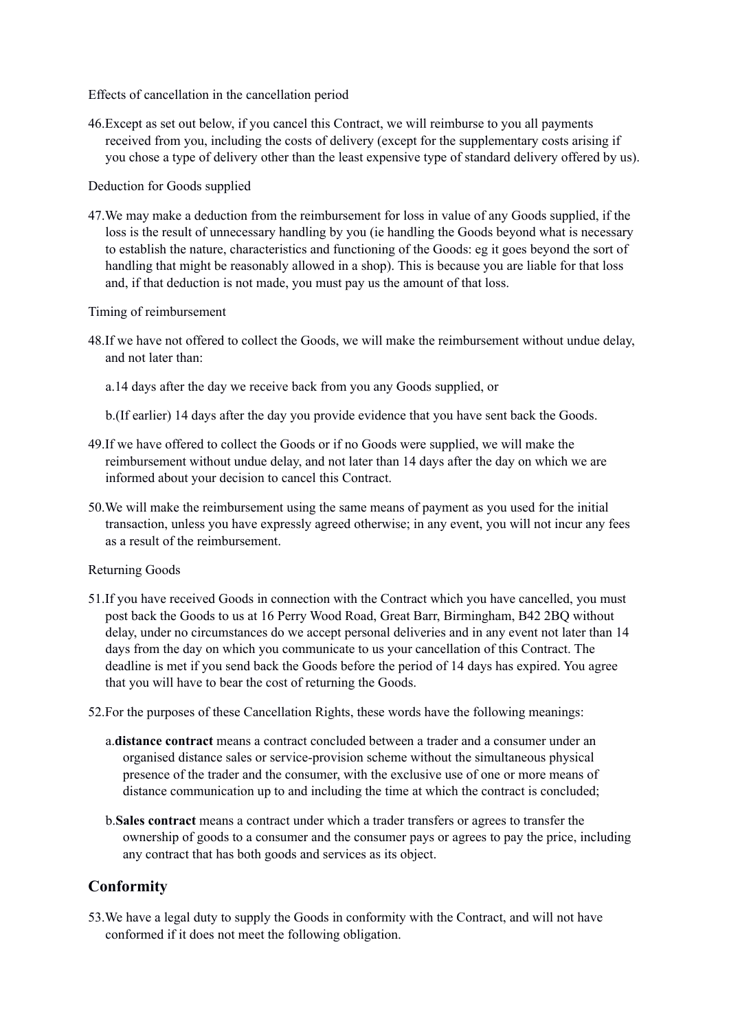Effects of cancellation in the cancellation period

46. Except as set out below, if you cancel this Contract, we will reimburse to you all payments received from you, including the costs of delivery (except for the supplementary costs arising if you chose a type of delivery other than the least expensive type of standard delivery offered by us).

Deduction for Goods supplied

47. We may make a deduction from the reimbursement for loss in value of any Goods supplied, if the loss is the result of unnecessary handling by you (ie handling the Goods beyond what is necessary to establish the nature, characteristics and functioning of the Goods: eg it goes beyond the sort of handling that might be reasonably allowed in a shop). This is because you are liable for that loss and, if that deduction is not made, you must pay us the amount of that loss.

Timing of reimbursement

48. If we have not offered to collect the Goods, we will make the reimbursement without undue delay, and not later than:

    a. 14 days after the day we receive back from you any Goods supplied, or

    b. (If earlier) 14 days after the day you provide evidence that you have sent back the Goods.

49. If we have offered to collect the Goods or if no Goods were supplied, we will make the reimbursement without undue delay, and not later than 14 days after the day on which we are informed about your decision to cancel this Contract.

50. We will make the reimbursement using the same means of payment as you used for the initial transaction, unless you have expressly agreed otherwise; in any event, you will not incur any fees as a result of the reimbursement.

Returning Goods

51. If you have received Goods in connection with the Contract which you have cancelled, you must post back the Goods to us at 16 Perry Wood Road, Great Barr, Birmingham, B42 2BQ without delay, under no circumstances do we accept personal deliveries and in any event not later than 14 days from the day on which you communicate to us your cancellation of this Contract. The deadline is met if you send back the Goods before the period of 14 days has expired. You agree that you will have to bear the cost of returning the Goods.

52. For the purposes of these Cancellation Rights, these words have the following meanings:

    a. **distance contract** means a contract concluded between a trader and a consumer under an organised distance sales or service-provision scheme without the simultaneous physical presence of the trader and the consumer, with the exclusive use of one or more means of distance communication up to and including the time at which the contract is concluded;

    b. **Sales contract** means a contract under which a trader transfers or agrees to transfer the ownership of goods to a consumer and the consumer pays or agrees to pay the price, including any contract that has both goods and services as its object.

## Conformity

53. We have a legal duty to supply the Goods in conformity with the Contract, and will not have conformed if it does not meet the following obligation.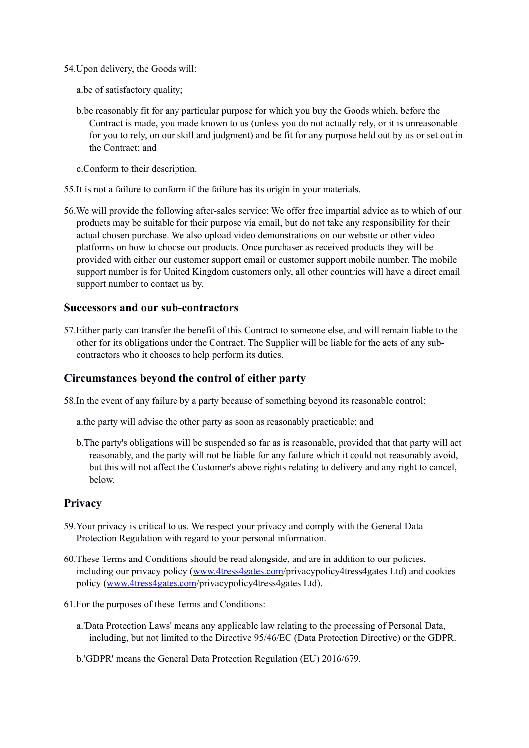54. Upon delivery, the Goods will:

    a. be of satisfactory quality;

    b. be reasonably fit for any particular purpose for which you buy the Goods which, before the Contract is made, you made known to us (unless you do not actually rely, or it is unreasonable for you to rely, on our skill and judgment) and be fit for any purpose held out by us or set out in the Contract; and

    c. Conform to their description.

55. It is not a failure to conform if the failure has its origin in your materials.

56. We will provide the following after-sales service: We offer free impartial advice as to which of our products may be suitable for their purpose via email, but do not take any responsibility for their actual chosen purchase. We also upload video demonstrations on our website or other video platforms on how to choose our products. Once purchaser as received products they will be provided with either our customer support email or customer support mobile number. The mobile support number is for United Kingdom customers only, all other countries will have a direct email support number to contact us by.

## Successors and our sub-contractors

57. Either party can transfer the benefit of this Contract to someone else, and will remain liable to the other for its obligations under the Contract. The Supplier will be liable for the acts of any sub-contractors who it chooses to help perform its duties.

## Circumstances beyond the control of either party

58. In the event of any failure by a party because of something beyond its reasonable control:

    a. the party will advise the other party as soon as reasonably practicable; and

    b. The party's obligations will be suspended so far as is reasonable, provided that that party will act reasonably, and the party will not be liable for any failure which it could not reasonably avoid, but this will not affect the Customer's above rights relating to delivery and any right to cancel, below.

## Privacy

59. Your privacy is critical to us. We respect your privacy and comply with the General Data Protection Regulation with regard to your personal information.

60. These Terms and Conditions should be read alongside, and are in addition to our policies, including our privacy policy (www.4tress4gates.com/privacypolicy4tress4gates Ltd) and cookies policy (www.4tress4gates.com/privacypolicy4tress4gates Ltd).

61. For the purposes of these Terms and Conditions:

    a. 'Data Protection Laws' means any applicable law relating to the processing of Personal Data, including, but not limited to the Directive 95/46/EC (Data Protection Directive) or the GDPR.

    b. 'GDPR' means the General Data Protection Regulation (EU) 2016/679.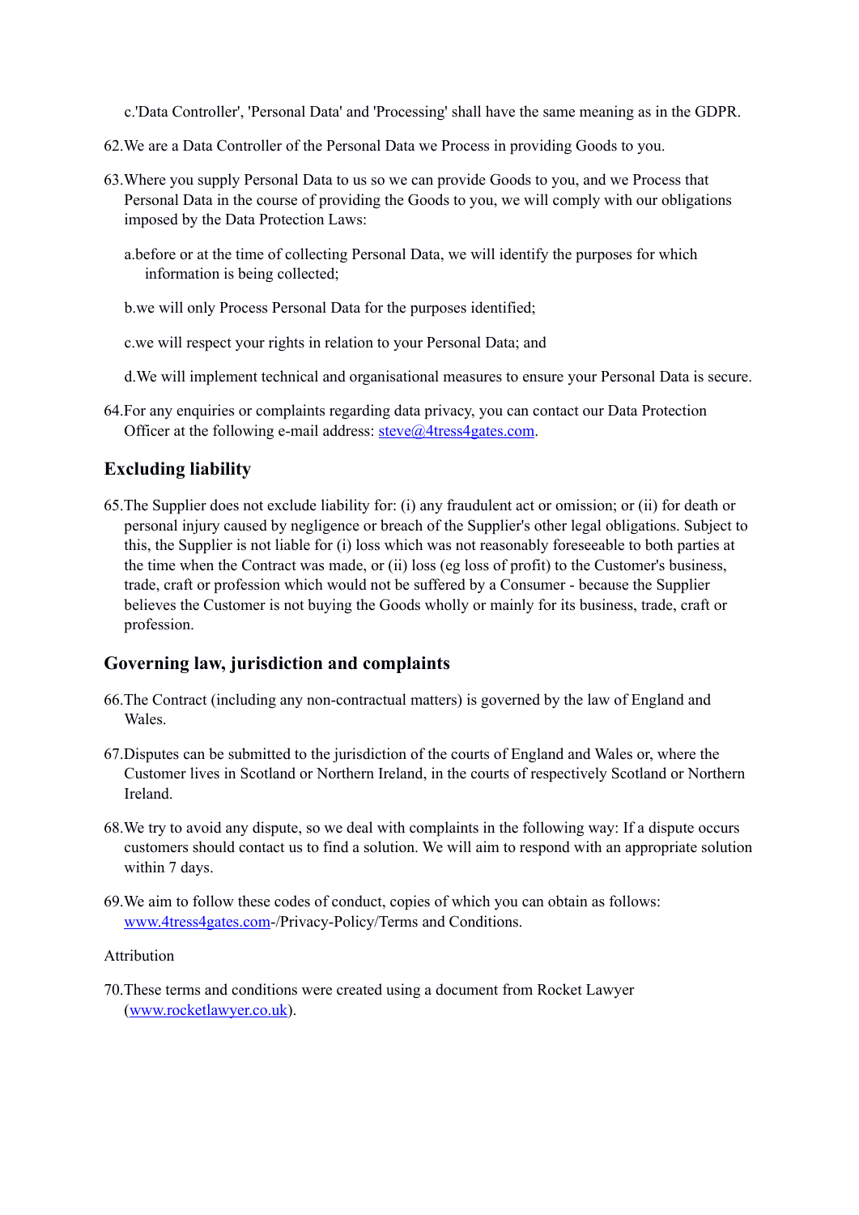c.'Data Controller', 'Personal Data' and 'Processing' shall have the same meaning as in the GDPR.

62.We are a Data Controller of the Personal Data we Process in providing Goods to you.

63.Where you supply Personal Data to us so we can provide Goods to you, and we Process that Personal Data in the course of providing the Goods to you, we will comply with our obligations imposed by the Data Protection Laws:

a.before or at the time of collecting Personal Data, we will identify the purposes for which information is being collected;

b.we will only Process Personal Data for the purposes identified;

c.we will respect your rights in relation to your Personal Data; and

d.We will implement technical and organisational measures to ensure your Personal Data is secure.

64.For any enquiries or complaints regarding data privacy, you can contact our Data Protection Officer at the following e-mail address: steve@4tress4gates.com.

## Excluding liability

65.The Supplier does not exclude liability for: (i) any fraudulent act or omission; or (ii) for death or personal injury caused by negligence or breach of the Supplier's other legal obligations. Subject to this, the Supplier is not liable for (i) loss which was not reasonably foreseeable to both parties at the time when the Contract was made, or (ii) loss (eg loss of profit) to the Customer's business, trade, craft or profession which would not be suffered by a Consumer - because the Supplier believes the Customer is not buying the Goods wholly or mainly for its business, trade, craft or profession.

## Governing law, jurisdiction and complaints

66.The Contract (including any non-contractual matters) is governed by the law of England and Wales.

67.Disputes can be submitted to the jurisdiction of the courts of England and Wales or, where the Customer lives in Scotland or Northern Ireland, in the courts of respectively Scotland or Northern Ireland.

68.We try to avoid any dispute, so we deal with complaints in the following way: If a dispute occurs customers should contact us to find a solution. We will aim to respond with an appropriate solution within 7 days.

69.We aim to follow these codes of conduct, copies of which you can obtain as follows: www.4tress4gates.com-/Privacy-Policy/Terms and Conditions.

Attribution

70.These terms and conditions were created using a document from Rocket Lawyer (www.rocketlawyer.co.uk).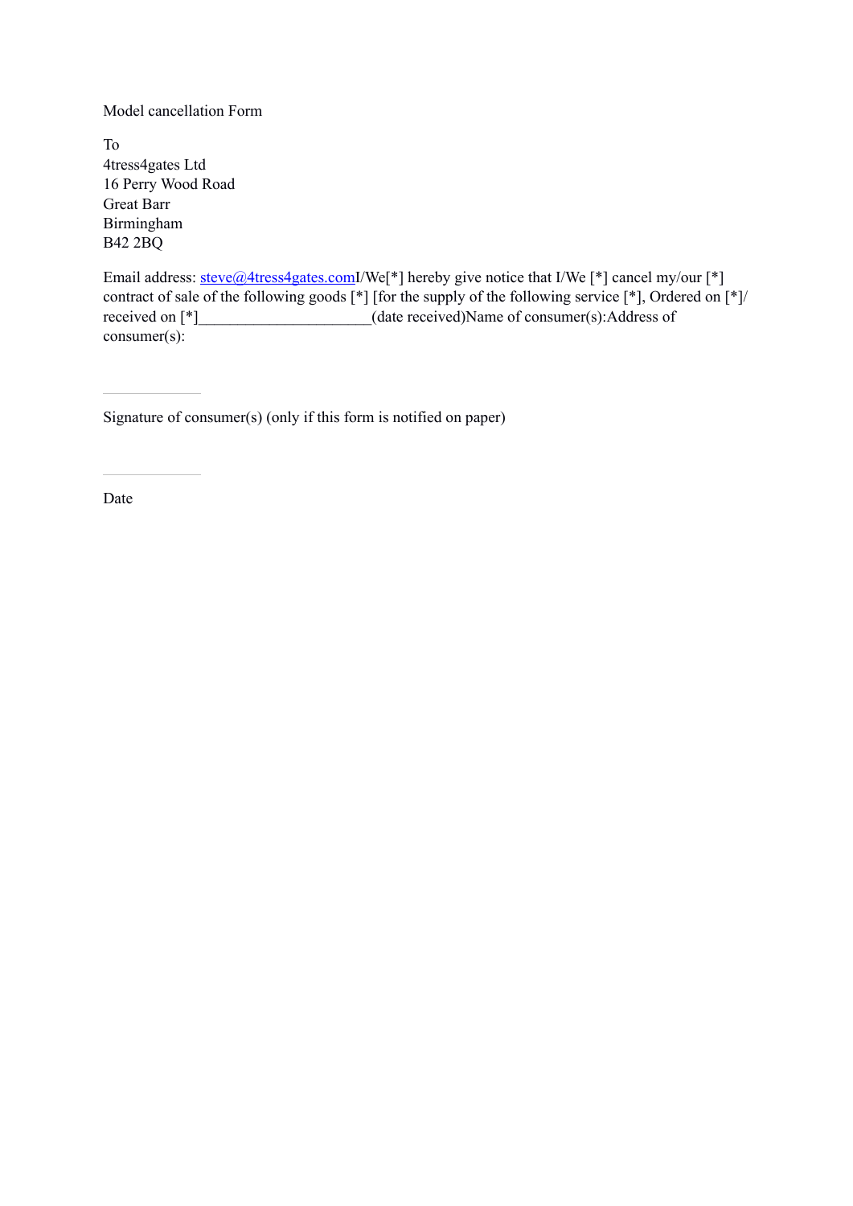Model cancellation Form

To  
4tress4gates Ltd  
16 Perry Wood Road  
Great Barr  
Birmingham  
B42 2BQ

Email address: steve@4tress4gates.comI/We[*] hereby give notice that I/We [*] cancel my/our [*] contract of sale of the following goods [*] [for the supply of the following service [*], Ordered on [*]/ received on [*]______________________(date received)Name of consumer(s):Address of consumer(s):

---

Signature of consumer(s) (only if this form is notified on paper)

---

Date